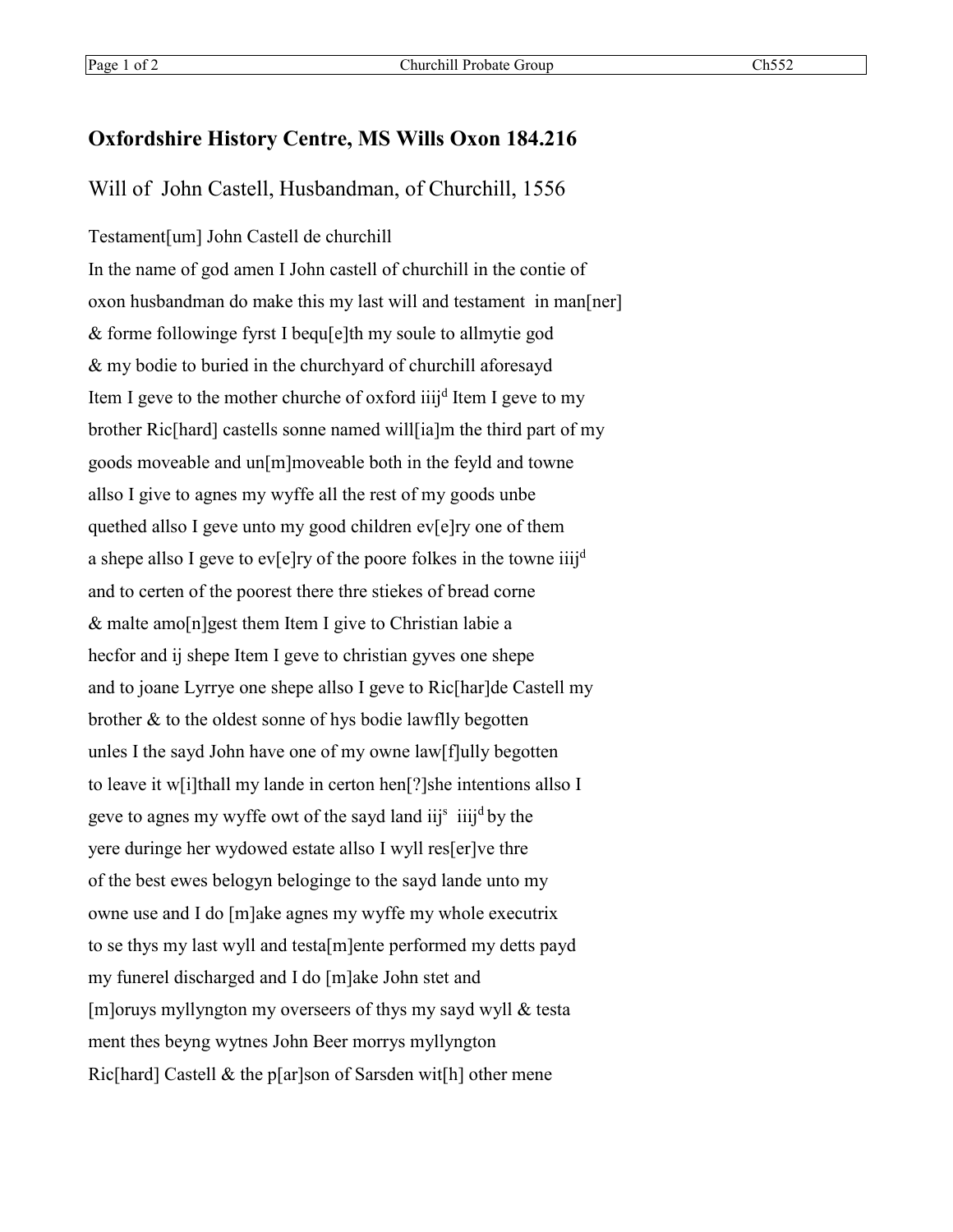## Oxfordshire History Centre, MS Wills Oxon 184.216

### Will of John Castell, Husbandman, of Churchill, 1556

Testament[um] John Castell de churchill
In the name of god amen I John castell of churchill in the contie of
oxon husbandman do make this my last will and testament in man[ner]
& forme followinge fyrst I bequ[e]th my soule to allmytie god
& my bodie to buried in the churchyard of churchill aforesayd
Item I geve to the mother churche of oxford iiij$^{d}$ Item I geve to my
brother Ric[hard] castells sonne named will[ia]m the third part of my
goods moveable and un[m]moveable both in the feyld and towne
allso I give to agnes my wyffe all the rest of my goods unbe
quethed allso I geve unto my good children ev[e]ry one of them
a shepe allso I geve to ev[e]ry of the poore folkes in the towne iiij$^{d}$
and to certen of the poorest there thre stiekes of bread corne
& malte amo[n]gest them Item I give to Christian labie a
hecfor and ij shepe Item I geve to christian gyves one shepe
and to joane Lyrrye one shepe allso I geve to Ric[har]de Castell my
brother & to the oldest sonne of hys bodie lawflly begotten
unles I the sayd John have one of my owne law[f]ully begotten
to leave it w[i]thall my lande in certon hen[?]she intentions allso I
geve to agnes my wyffe owt of the sayd land iij$^{s}$ iiij$^{d}$ by the
yere duringe her wydowed estate allso I wyll res[er]ve thre
of the best ewes belogyn beloginge to the sayd lande unto my
owne use and I do [m]ake agnes my wyffe my whole executrix
to se thys my last wyll and testa[m]ente performed my detts payd
my funerel discharged and I do [m]ake John stet and
[m]oruys myllyngton my overseers of thys my sayd wyll & testa
ment thes beyng wytnes John Beer morrys myllyngton
Ric[hard] Castell & the p[ar]son of Sarsden wit[h] other mene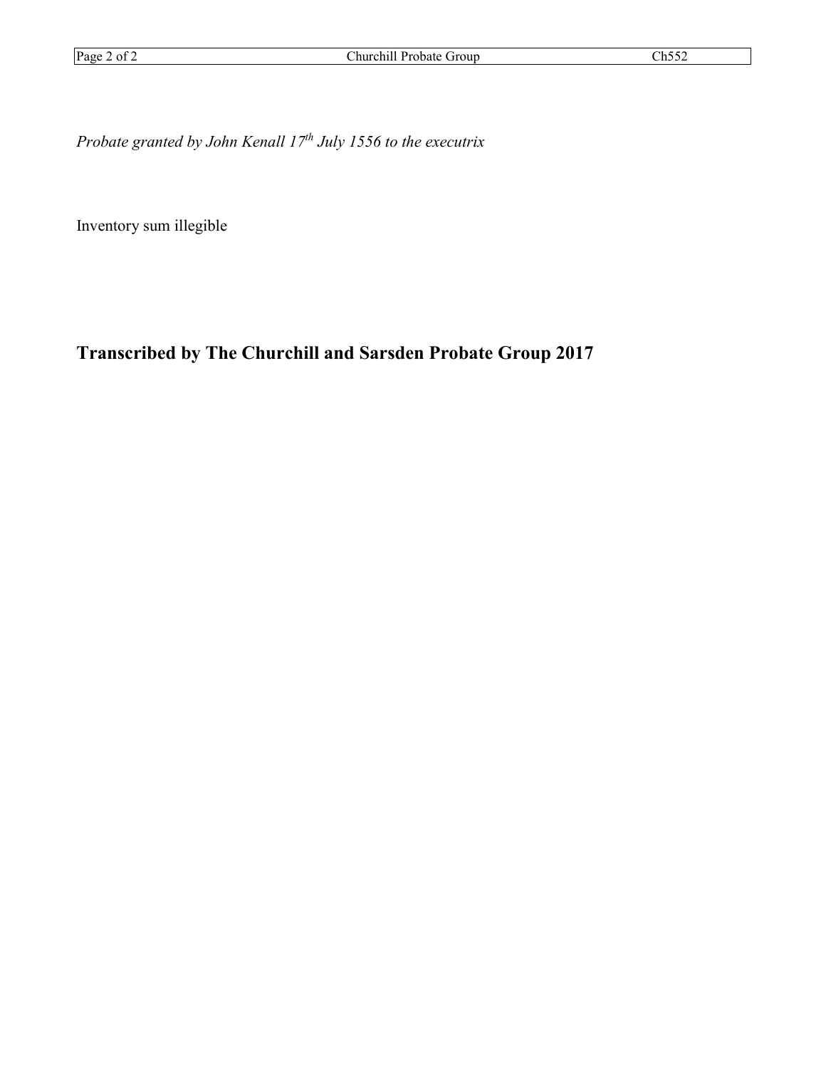*Probate granted by John Kenall 17th July 1556 to the executrix*

Inventory sum illegible

**Transcribed by The Churchill and Sarsden Probate Group 2017**